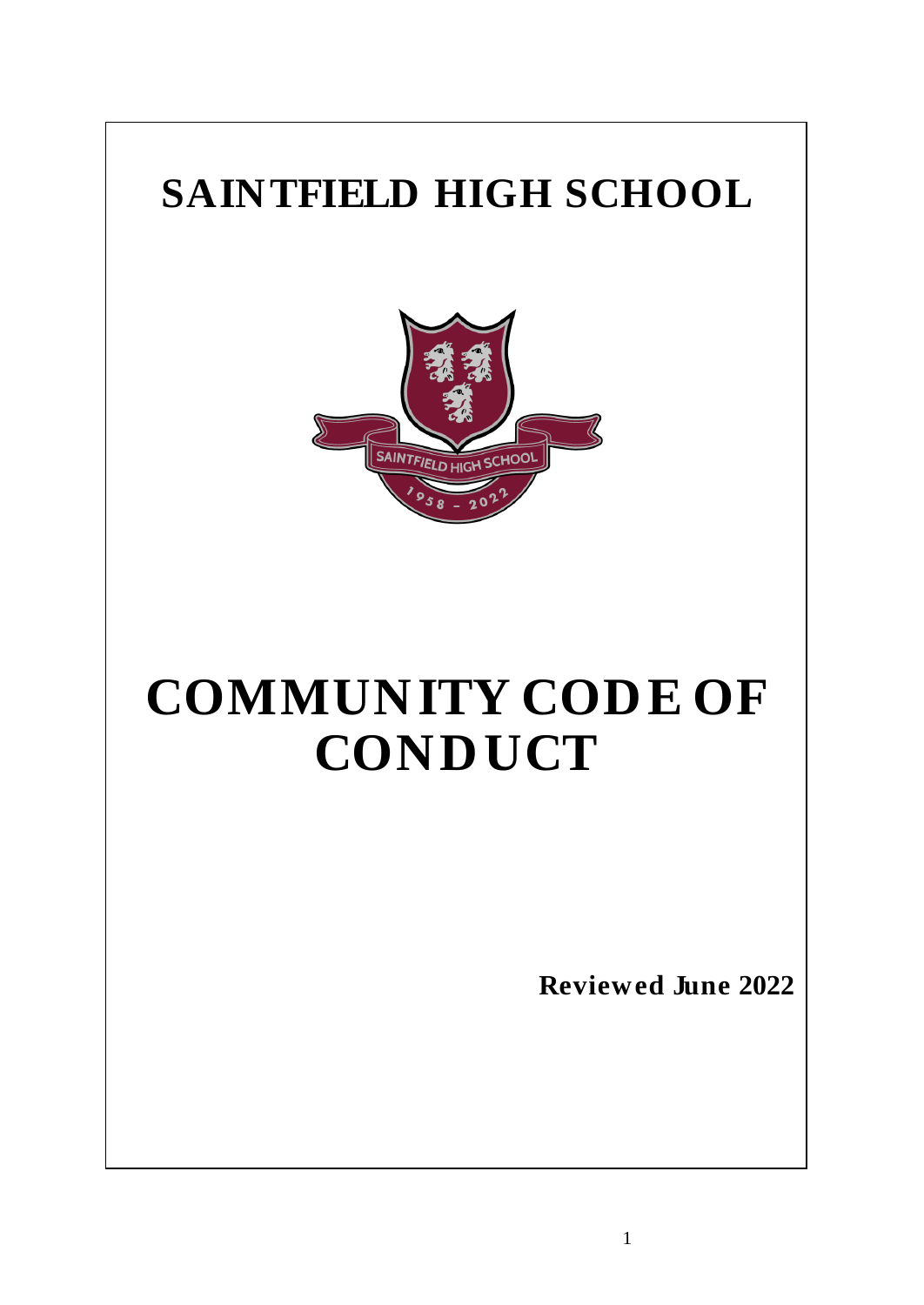# SAINTFIELD HIGH SCHOOL

# COMMUNITY CODE OF CONDUCT

**Reviewed June 2022**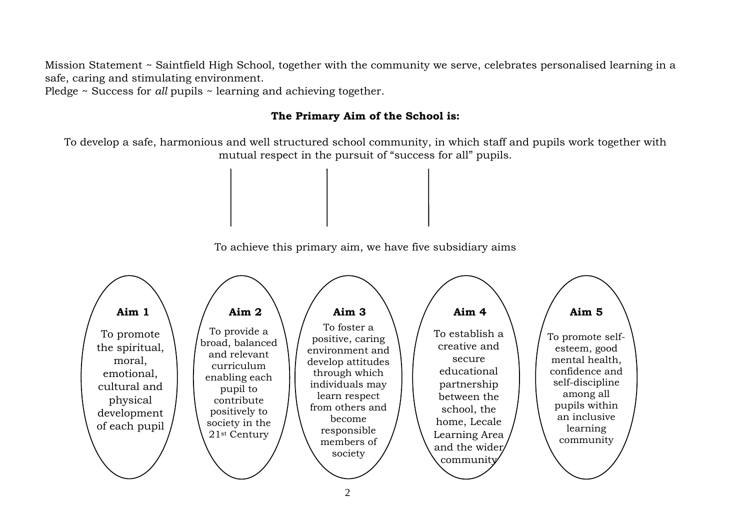Mission Statement ~ Saintfield High School, together with the community we serve, celebrates personalised learning in a safe, caring and stimulating environment.
Pledge ~ Success for *all* pupils ~ learning and achieving together.

**The Primary Aim of the School is:**

To develop a safe, harmonious and well structured school community, in which staff and pupils work together with mutual respect in the pursuit of "success for all" pupils.

To achieve this primary aim, we have five subsidiary aims

**Aim 1**

To promote the spiritual, moral, emotional, cultural and physical development of each pupil

**Aim 2**

To provide a broad, balanced and relevant curriculum enabling each pupil to contribute positively to society in the 21st Century

**Aim 3**

To foster a positive, caring environment and develop attitudes through which individuals may learn respect from others and become responsible members of society

**Aim 4**

To establish a creative and secure educational partnership between the school, the home, Lecale Learning Area and the wider community

**Aim 5**

To promote self-esteem, good mental health, confidence and self-discipline among all pupils within an inclusive learning community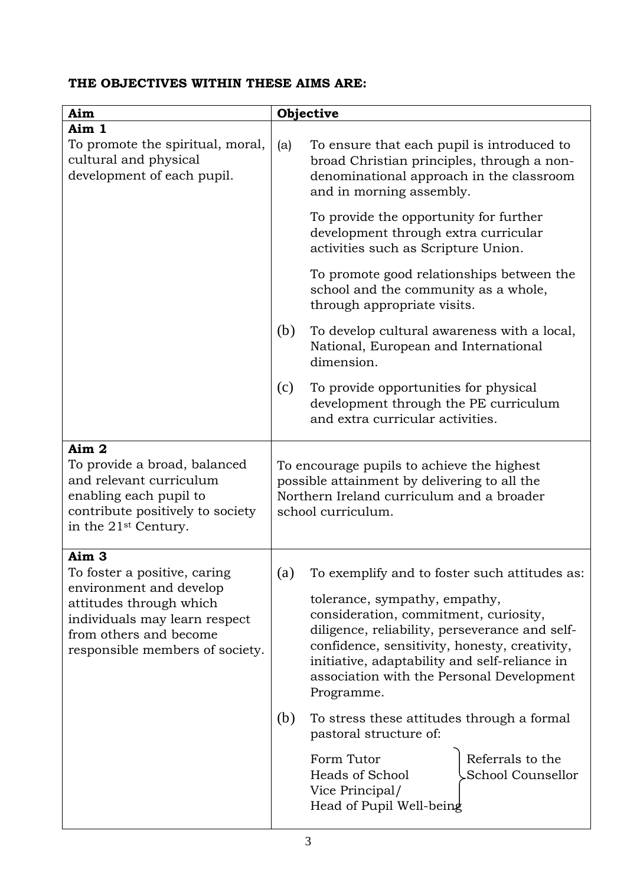**THE OBJECTIVES WITHIN THESE AIMS ARE:**

| Aim | Objective |
|---|---|
| **Aim 1**<br>To promote the spiritual, moral, cultural and physical development of each pupil. | (a) To ensure that each pupil is introduced to broad Christian principles, through a non-denominational approach in the classroom and in morning assembly.<br><br>To provide the opportunity for further development through extra curricular activities such as Scripture Union.<br><br>To promote good relationships between the school and the community as a whole, through appropriate visits.<br><br>(b) To develop cultural awareness with a local, National, European and International dimension.<br><br>(c) To provide opportunities for physical development through the PE curriculum and extra curricular activities. |
| **Aim 2**<br>To provide a broad, balanced and relevant curriculum enabling each pupil to contribute positively to society in the 21st Century. | To encourage pupils to achieve the highest possible attainment by delivering to all the Northern Ireland curriculum and a broader school curriculum. |
| **Aim 3**<br>To foster a positive, caring environment and develop attitudes through which individuals may learn respect from others and become responsible members of society. | (a) To exemplify and to foster such attitudes as:<br><br>tolerance, sympathy, empathy, consideration, commitment, curiosity, diligence, reliability, perseverance and self-confidence, sensitivity, honesty, creativity, initiative, adaptability and self-reliance in association with the Personal Development Programme.<br><br>(b) To stress these attitudes through a formal pastoral structure of:<br><br>Form Tutor<br>Heads of School<br>Vice Principal/<br>Head of Pupil Well-being<br>} Referrals to the School Counsellor |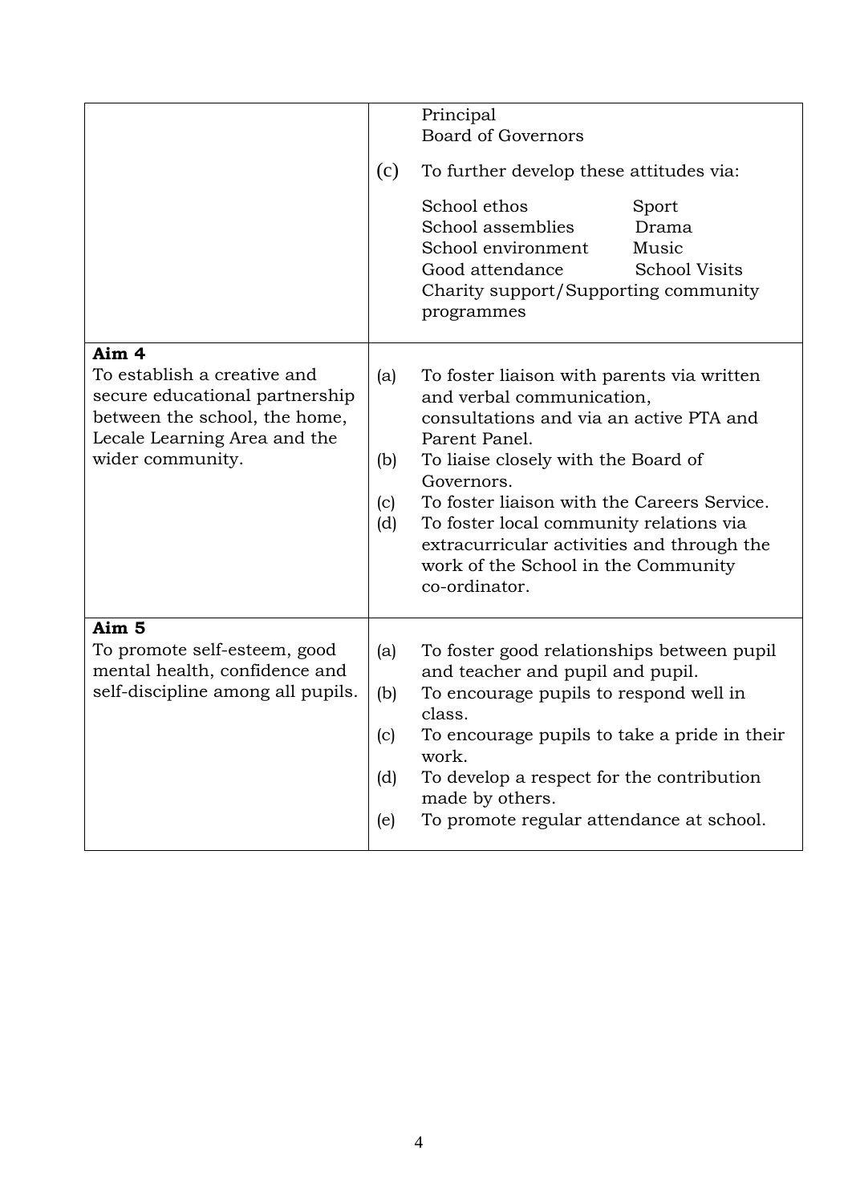| | |
|---|---|
| | Principal<br>Board of Governors<br><br>(c) To further develop these attitudes via:<br><br>School ethos<br>School assemblies<br>School environment<br>Good attendance<br>Sport<br>Drama<br>Music<br>School Visits<br>Charity support/Supporting community programmes |
| **Aim 4**<br>To establish a creative and secure educational partnership between the school, the home, Lecale Learning Area and the wider community. | (a) To foster liaison with parents via written and verbal communication, consultations and via an active PTA and Parent Panel.<br>(b) To liaise closely with the Board of Governors.<br>(c) To foster liaison with the Careers Service.<br>(d) To foster local community relations via extracurricular activities and through the work of the School in the Community co-ordinator. |
| **Aim 5**<br>To promote self-esteem, good mental health, confidence and self-discipline among all pupils. | (a) To foster good relationships between pupil and teacher and pupil and pupil.<br>(b) To encourage pupils to respond well in class.<br>(c) To encourage pupils to take a pride in their work.<br>(d) To develop a respect for the contribution made by others.<br>(e) To promote regular attendance at school. |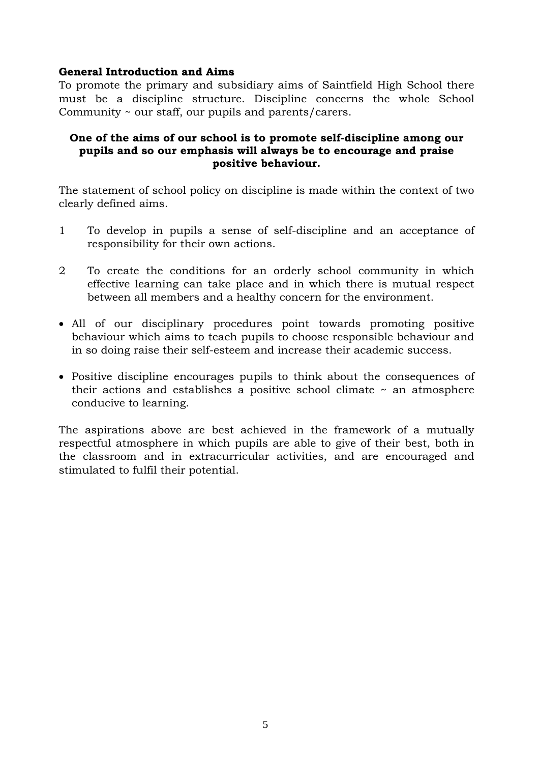## General Introduction and Aims

To promote the primary and subsidiary aims of Saintfield High School there must be a discipline structure. Discipline concerns the whole School Community ~ our staff, our pupils and parents/carers.

**One of the aims of our school is to promote self-discipline among our pupils and so our emphasis will always be to encourage and praise positive behaviour.**

The statement of school policy on discipline is made within the context of two clearly defined aims.

1. To develop in pupils a sense of self-discipline and an acceptance of responsibility for their own actions.

2. To create the conditions for an orderly school community in which effective learning can take place and in which there is mutual respect between all members and a healthy concern for the environment.

- All of our disciplinary procedures point towards promoting positive behaviour which aims to teach pupils to choose responsible behaviour and in so doing raise their self-esteem and increase their academic success.

- Positive discipline encourages pupils to think about the consequences of their actions and establishes a positive school climate ~ an atmosphere conducive to learning.

The aspirations above are best achieved in the framework of a mutually respectful atmosphere in which pupils are able to give of their best, both in the classroom and in extracurricular activities, and are encouraged and stimulated to fulfil their potential.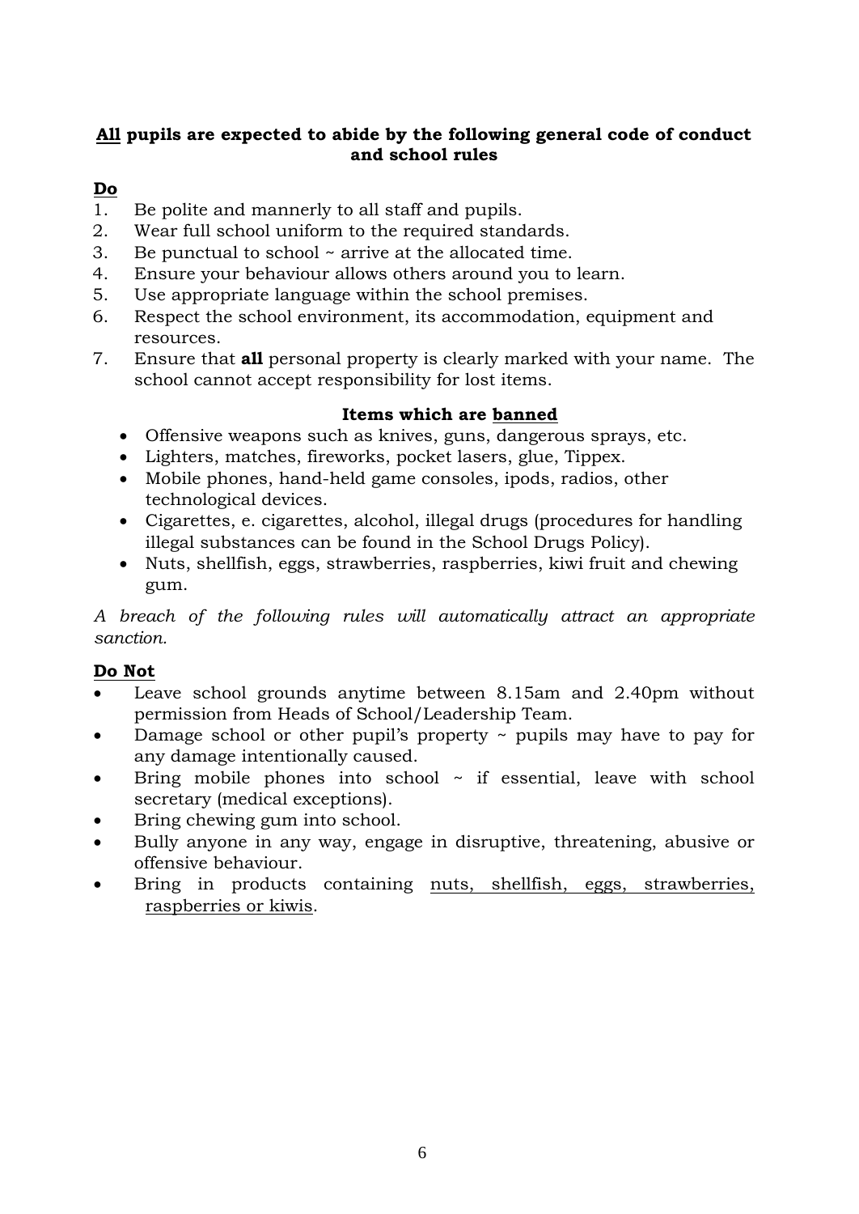**<u>All</u> pupils are expected to abide by the following general code of conduct and school rules**

**<u>Do</u>**

1. Be polite and mannerly to all staff and pupils.
2. Wear full school uniform to the required standards.
3. Be punctual to school ~ arrive at the allocated time.
4. Ensure your behaviour allows others around you to learn.
5. Use appropriate language within the school premises.
6. Respect the school environment, its accommodation, equipment and resources.
7. Ensure that **all** personal property is clearly marked with your name. The school cannot accept responsibility for lost items.

**Items which are <u>banned</u>**

- Offensive weapons such as knives, guns, dangerous sprays, etc.
- Lighters, matches, fireworks, pocket lasers, glue, Tippex.
- Mobile phones, hand-held game consoles, ipods, radios, other technological devices.
- Cigarettes, e. cigarettes, alcohol, illegal drugs (procedures for handling illegal substances can be found in the School Drugs Policy).
- Nuts, shellfish, eggs, strawberries, raspberries, kiwi fruit and chewing gum.

*A breach of the following rules will automatically attract an appropriate sanction.*

**<u>Do Not</u>**

- Leave school grounds anytime between 8.15am and 2.40pm without permission from Heads of School/Leadership Team.
- Damage school or other pupil's property ~ pupils may have to pay for any damage intentionally caused.
- Bring mobile phones into school ~ if essential, leave with school secretary (medical exceptions).
- Bring chewing gum into school.
- Bully anyone in any way, engage in disruptive, threatening, abusive or offensive behaviour.
- Bring in products containing <u>nuts, shellfish, eggs, strawberries, raspberries or kiwis</u>.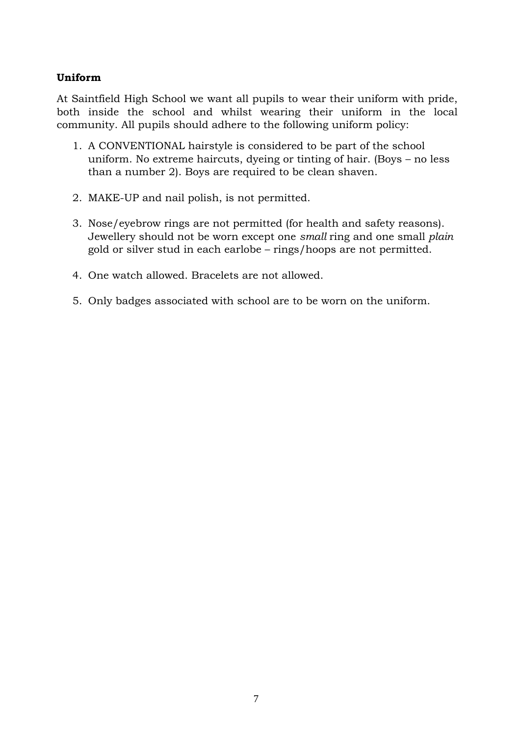**Uniform**

At Saintfield High School we want all pupils to wear their uniform with pride, both inside the school and whilst wearing their uniform in the local community. All pupils should adhere to the following uniform policy:

1. A CONVENTIONAL hairstyle is considered to be part of the school uniform. No extreme haircuts, dyeing or tinting of hair. (Boys – no less than a number 2). Boys are required to be clean shaven.

2. MAKE-UP and nail polish, is not permitted.

3. Nose/eyebrow rings are not permitted (for health and safety reasons). Jewellery should not be worn except one *small* ring and one small *plain* gold or silver stud in each earlobe – rings/hoops are not permitted.

4. One watch allowed. Bracelets are not allowed.

5. Only badges associated with school are to be worn on the uniform.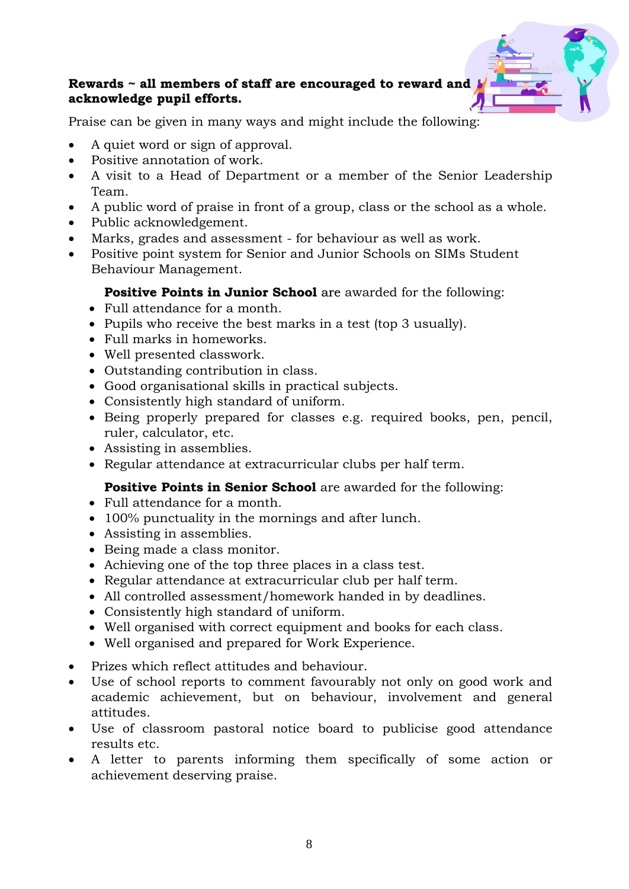**Rewards ~ all members of staff are encouraged to reward and acknowledge pupil efforts.**

Praise can be given in many ways and might include the following:

- A quiet word or sign of approval.
- Positive annotation of work.
- A visit to a Head of Department or a member of the Senior Leadership Team.
- A public word of praise in front of a group, class or the school as a whole.
- Public acknowledgement.
- Marks, grades and assessment - for behaviour as well as work.
- Positive point system for Senior and Junior Schools on SIMs Student Behaviour Management.

  **Positive Points in Junior School** are awarded for the following:
  - Full attendance for a month.
  - Pupils who receive the best marks in a test (top 3 usually).
  - Full marks in homeworks.
  - Well presented classwork.
  - Outstanding contribution in class.
  - Good organisational skills in practical subjects.
  - Consistently high standard of uniform.
  - Being properly prepared for classes e.g. required books, pen, pencil, ruler, calculator, etc.
  - Assisting in assemblies.
  - Regular attendance at extracurricular clubs per half term.

  **Positive Points in Senior School** are awarded for the following:
  - Full attendance for a month.
  - 100% punctuality in the mornings and after lunch.
  - Assisting in assemblies.
  - Being made a class monitor.
  - Achieving one of the top three places in a class test.
  - Regular attendance at extracurricular club per half term.
  - All controlled assessment/homework handed in by deadlines.
  - Consistently high standard of uniform.
  - Well organised with correct equipment and books for each class.
  - Well organised and prepared for Work Experience.

- Prizes which reflect attitudes and behaviour.
- Use of school reports to comment favourably not only on good work and academic achievement, but on behaviour, involvement and general attitudes.
- Use of classroom pastoral notice board to publicise good attendance results etc.
- A letter to parents informing them specifically of some action or achievement deserving praise.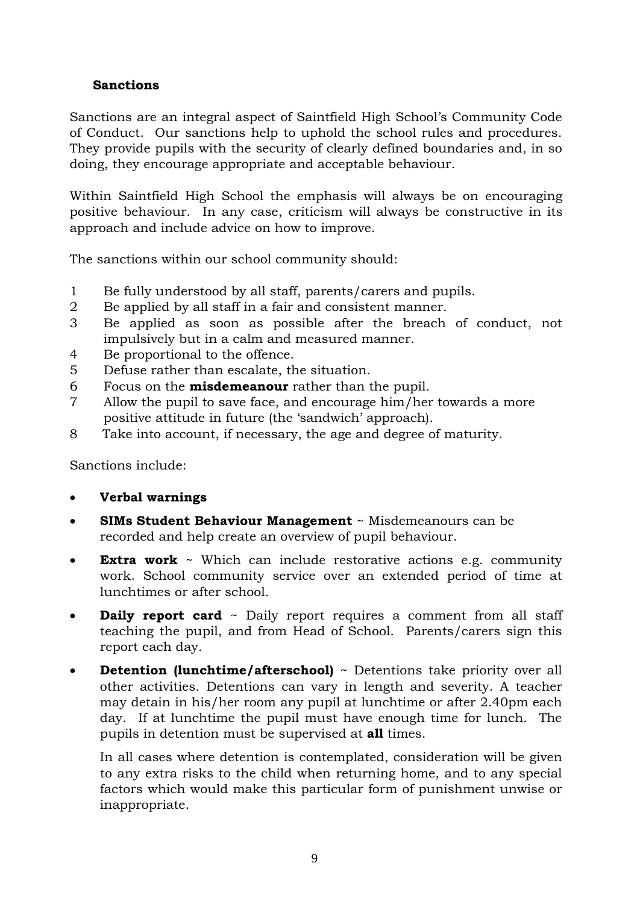## Sanctions

Sanctions are an integral aspect of Saintfield High School's Community Code of Conduct. Our sanctions help to uphold the school rules and procedures. They provide pupils with the security of clearly defined boundaries and, in so doing, they encourage appropriate and acceptable behaviour.

Within Saintfield High School the emphasis will always be on encouraging positive behaviour. In any case, criticism will always be constructive in its approach and include advice on how to improve.

The sanctions within our school community should:

1. Be fully understood by all staff, parents/carers and pupils.
2. Be applied by all staff in a fair and consistent manner.
3. Be applied as soon as possible after the breach of conduct, not impulsively but in a calm and measured manner.
4. Be proportional to the offence.
5. Defuse rather than escalate, the situation.
6. Focus on the **misdemeanour** rather than the pupil.
7. Allow the pupil to save face, and encourage him/her towards a more positive attitude in future (the 'sandwich' approach).
8. Take into account, if necessary, the age and degree of maturity.

Sanctions include:

- **Verbal warnings**
- **SIMs Student Behaviour Management** ~ Misdemeanours can be recorded and help create an overview of pupil behaviour.
- **Extra work** ~ Which can include restorative actions e.g. community work. School community service over an extended period of time at lunchtimes or after school.
- **Daily report card** ~ Daily report requires a comment from all staff teaching the pupil, and from Head of School. Parents/carers sign this report each day.
- **Detention (lunchtime/afterschool)** ~ Detentions take priority over all other activities. Detentions can vary in length and severity. A teacher may detain in his/her room any pupil at lunchtime or after 2.40pm each day. If at lunchtime the pupil must have enough time for lunch. The pupils in detention must be supervised at **all** times.

  In all cases where detention is contemplated, consideration will be given to any extra risks to the child when returning home, and to any special factors which would make this particular form of punishment unwise or inappropriate.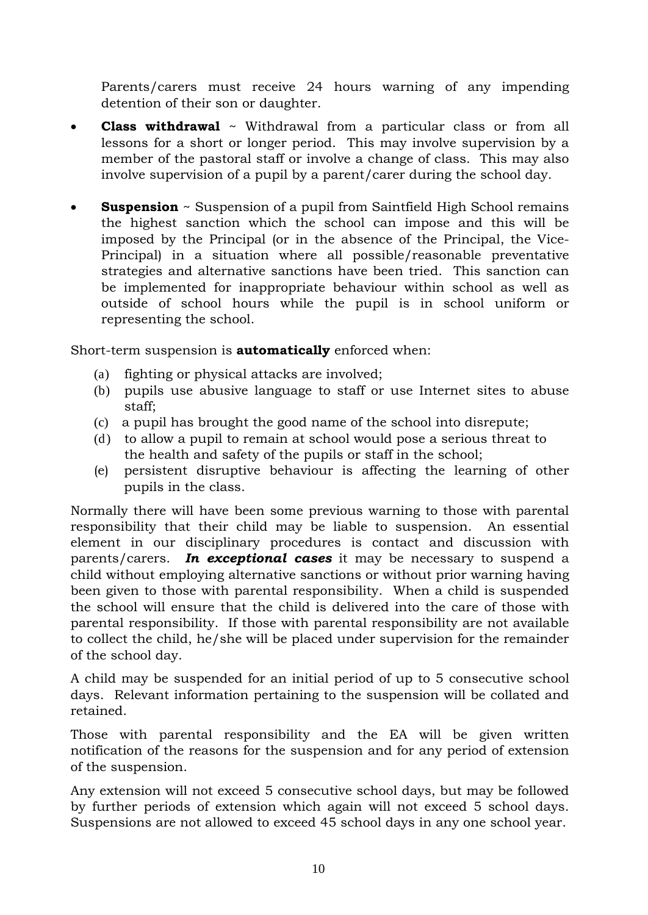Parents/carers must receive 24 hours warning of any impending detention of their son or daughter.

- **Class withdrawal** ~ Withdrawal from a particular class or from all lessons for a short or longer period. This may involve supervision by a member of the pastoral staff or involve a change of class. This may also involve supervision of a pupil by a parent/carer during the school day.

- **Suspension** ~ Suspension of a pupil from Saintfield High School remains the highest sanction which the school can impose and this will be imposed by the Principal (or in the absence of the Principal, the Vice-Principal) in a situation where all possible/reasonable preventative strategies and alternative sanctions have been tried. This sanction can be implemented for inappropriate behaviour within school as well as outside of school hours while the pupil is in school uniform or representing the school.

Short-term suspension is **automatically** enforced when:

(a) fighting or physical attacks are involved;
(b) pupils use abusive language to staff or use Internet sites to abuse staff;
(c) a pupil has brought the good name of the school into disrepute;
(d) to allow a pupil to remain at school would pose a serious threat to the health and safety of the pupils or staff in the school;
(e) persistent disruptive behaviour is affecting the learning of other pupils in the class.

Normally there will have been some previous warning to those with parental responsibility that their child may be liable to suspension. An essential element in our disciplinary procedures is contact and discussion with parents/carers. ***In exceptional cases*** it may be necessary to suspend a child without employing alternative sanctions or without prior warning having been given to those with parental responsibility. When a child is suspended the school will ensure that the child is delivered into the care of those with parental responsibility. If those with parental responsibility are not available to collect the child, he/she will be placed under supervision for the remainder of the school day.

A child may be suspended for an initial period of up to 5 consecutive school days. Relevant information pertaining to the suspension will be collated and retained.

Those with parental responsibility and the EA will be given written notification of the reasons for the suspension and for any period of extension of the suspension.

Any extension will not exceed 5 consecutive school days, but may be followed by further periods of extension which again will not exceed 5 school days. Suspensions are not allowed to exceed 45 school days in any one school year.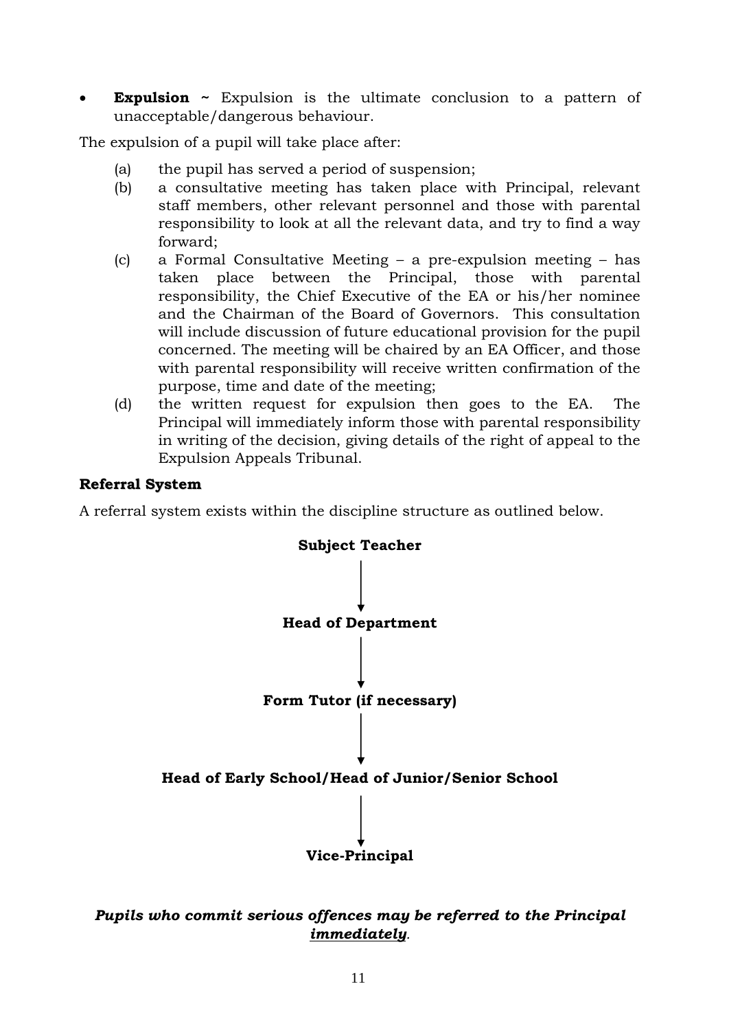- **Expulsion ~** Expulsion is the ultimate conclusion to a pattern of unacceptable/dangerous behaviour.

The expulsion of a pupil will take place after:

(a) the pupil has served a period of suspension;

(b) a consultative meeting has taken place with Principal, relevant staff members, other relevant personnel and those with parental responsibility to look at all the relevant data, and try to find a way forward;

(c) a Formal Consultative Meeting – a pre-expulsion meeting – has taken place between the Principal, those with parental responsibility, the Chief Executive of the EA or his/her nominee and the Chairman of the Board of Governors. This consultation will include discussion of future educational provision for the pupil concerned. The meeting will be chaired by an EA Officer, and those with parental responsibility will receive written confirmation of the purpose, time and date of the meeting;

(d) the written request for expulsion then goes to the EA. The Principal will immediately inform those with parental responsibility in writing of the decision, giving details of the right of appeal to the Expulsion Appeals Tribunal.

**Referral System**

A referral system exists within the discipline structure as outlined below.

**Subject Teacher**

↓

**Head of Department**

↓

**Form Tutor (if necessary)**

↓

**Head of Early School/Head of Junior/Senior School**

↓

**Vice-Principal**

***Pupils who commit serious offences may be referred to the Principal <u>immediately</u>.***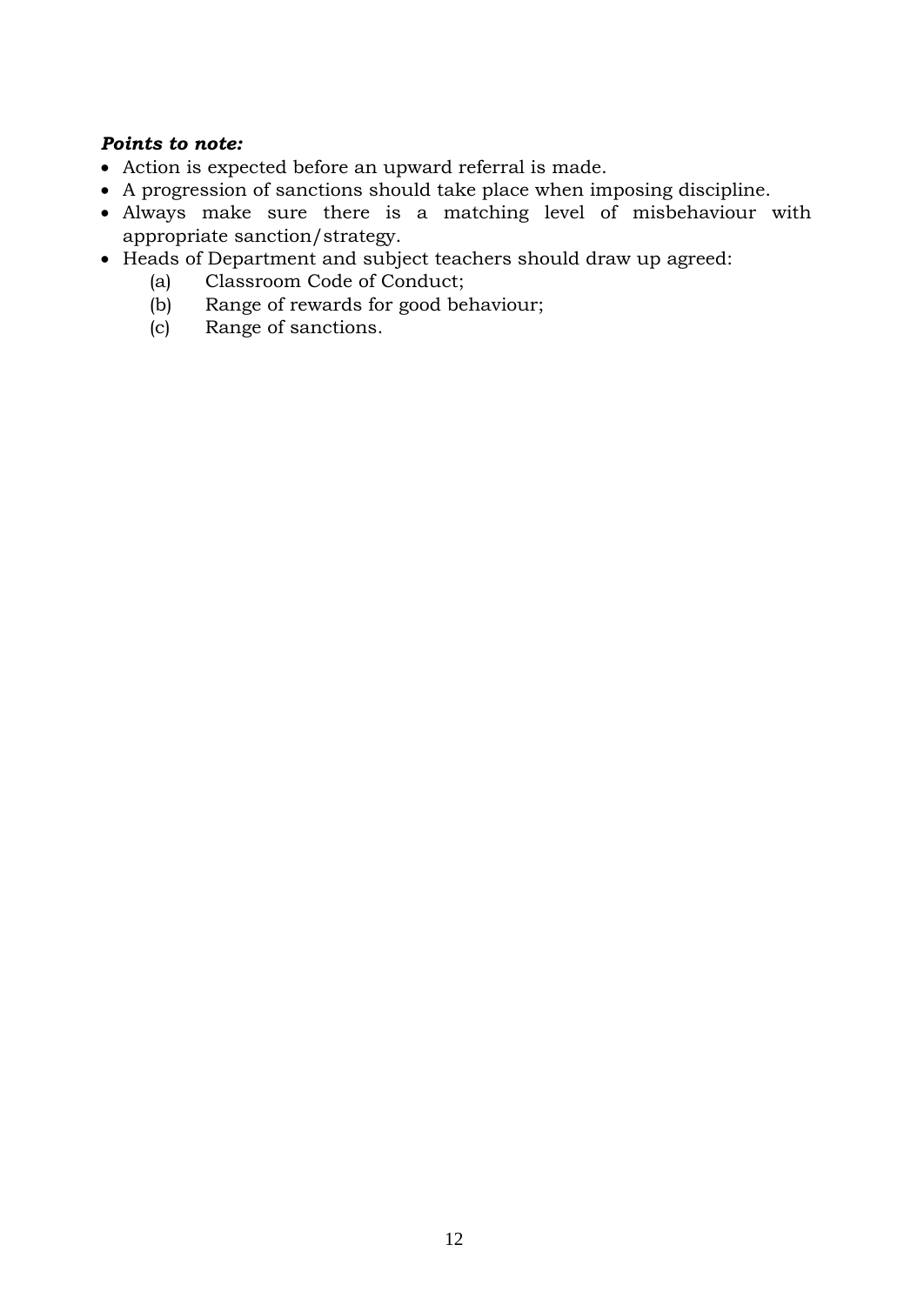***Points to note:***

- Action is expected before an upward referral is made.
- A progression of sanctions should take place when imposing discipline.
- Always make sure there is a matching level of misbehaviour with appropriate sanction/strategy.
- Heads of Department and subject teachers should draw up agreed:
  - (a) Classroom Code of Conduct;
  - (b) Range of rewards for good behaviour;
  - (c) Range of sanctions.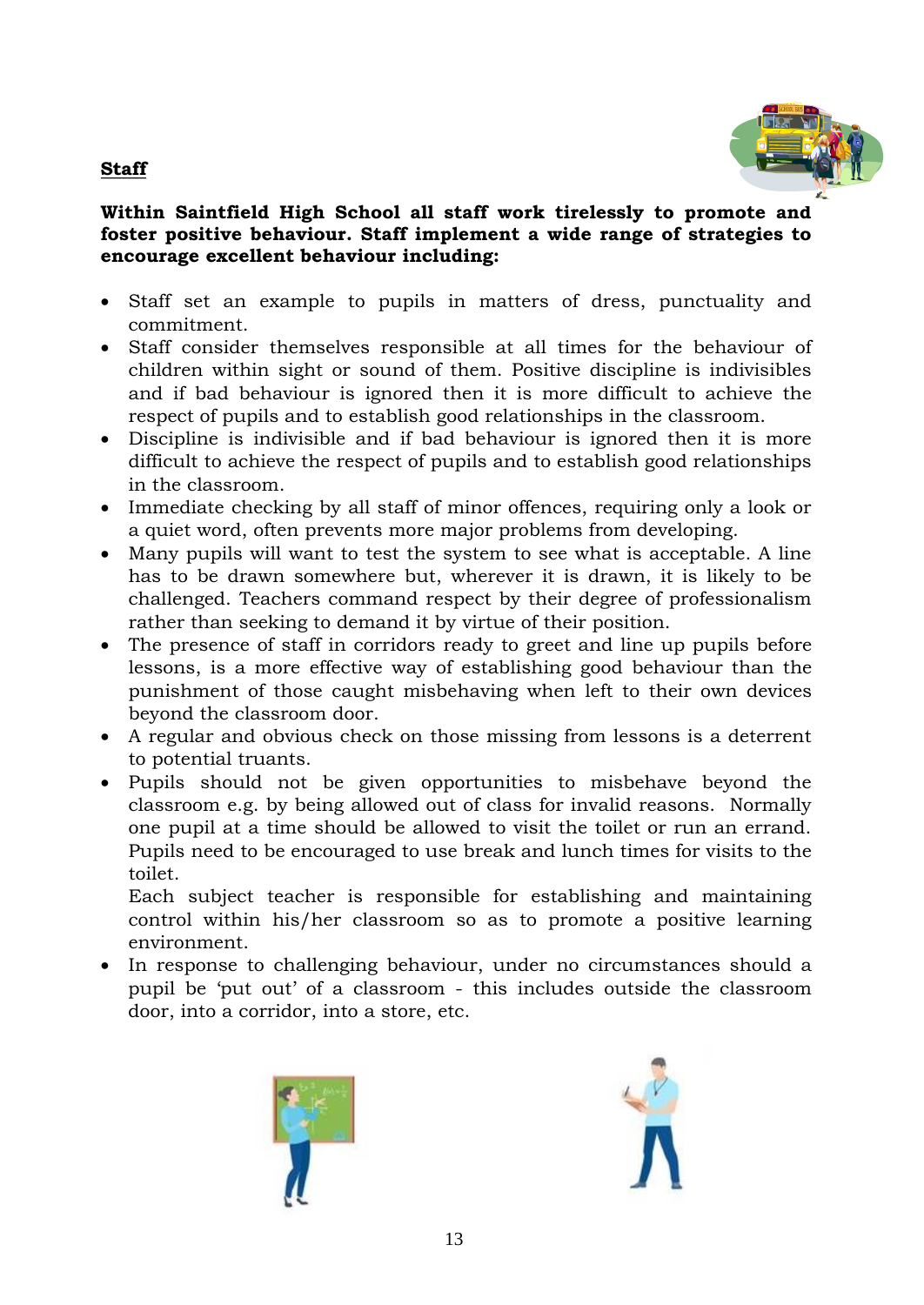## Staff

**Within Saintfield High School all staff work tirelessly to promote and foster positive behaviour. Staff implement a wide range of strategies to encourage excellent behaviour including:**

- Staff set an example to pupils in matters of dress, punctuality and commitment.
- Staff consider themselves responsible at all times for the behaviour of children within sight or sound of them. Positive discipline is indivisibles and if bad behaviour is ignored then it is more difficult to achieve the respect of pupils and to establish good relationships in the classroom.
- Discipline is indivisible and if bad behaviour is ignored then it is more difficult to achieve the respect of pupils and to establish good relationships in the classroom.
- Immediate checking by all staff of minor offences, requiring only a look or a quiet word, often prevents more major problems from developing.
- Many pupils will want to test the system to see what is acceptable. A line has to be drawn somewhere but, wherever it is drawn, it is likely to be challenged. Teachers command respect by their degree of professionalism rather than seeking to demand it by virtue of their position.
- The presence of staff in corridors ready to greet and line up pupils before lessons, is a more effective way of establishing good behaviour than the punishment of those caught misbehaving when left to their own devices beyond the classroom door.
- A regular and obvious check on those missing from lessons is a deterrent to potential truants.
- Pupils should not be given opportunities to misbehave beyond the classroom e.g. by being allowed out of class for invalid reasons. Normally one pupil at a time should be allowed to visit the toilet or run an errand. Pupils need to be encouraged to use break and lunch times for visits to the toilet.

  Each subject teacher is responsible for establishing and maintaining control within his/her classroom so as to promote a positive learning environment.
- In response to challenging behaviour, under no circumstances should a pupil be 'put out' of a classroom - this includes outside the classroom door, into a corridor, into a store, etc.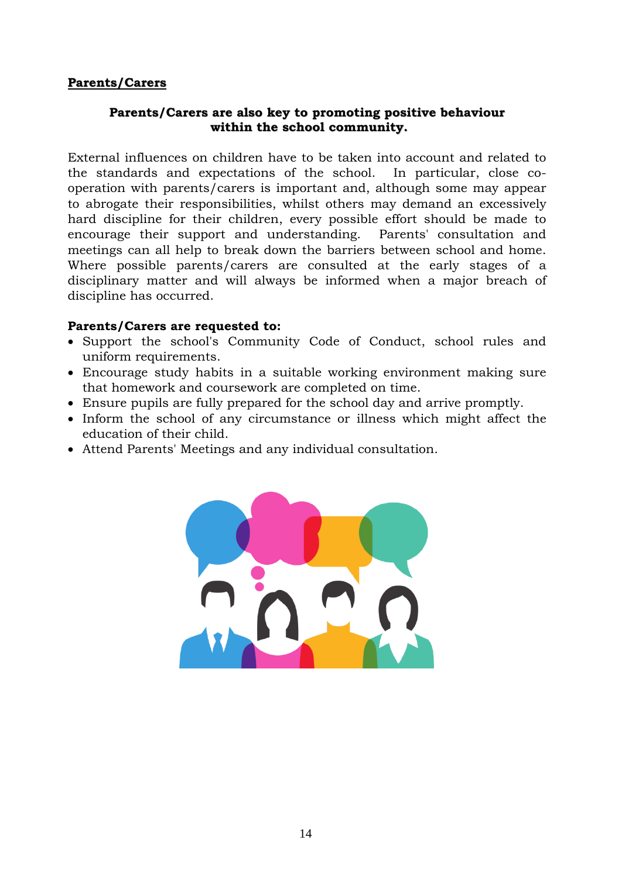## Parents/Carers

**Parents/Carers are also key to promoting positive behaviour within the school community.**

External influences on children have to be taken into account and related to the standards and expectations of the school. In particular, close co-operation with parents/carers is important and, although some may appear to abrogate their responsibilities, whilst others may demand an excessively hard discipline for their children, every possible effort should be made to encourage their support and understanding. Parents' consultation and meetings can all help to break down the barriers between school and home. Where possible parents/carers are consulted at the early stages of a disciplinary matter and will always be informed when a major breach of discipline has occurred.

**Parents/Carers are requested to:**

- Support the school's Community Code of Conduct, school rules and uniform requirements.
- Encourage study habits in a suitable working environment making sure that homework and coursework are completed on time.
- Ensure pupils are fully prepared for the school day and arrive promptly.
- Inform the school of any circumstance or illness which might affect the education of their child.
- Attend Parents' Meetings and any individual consultation.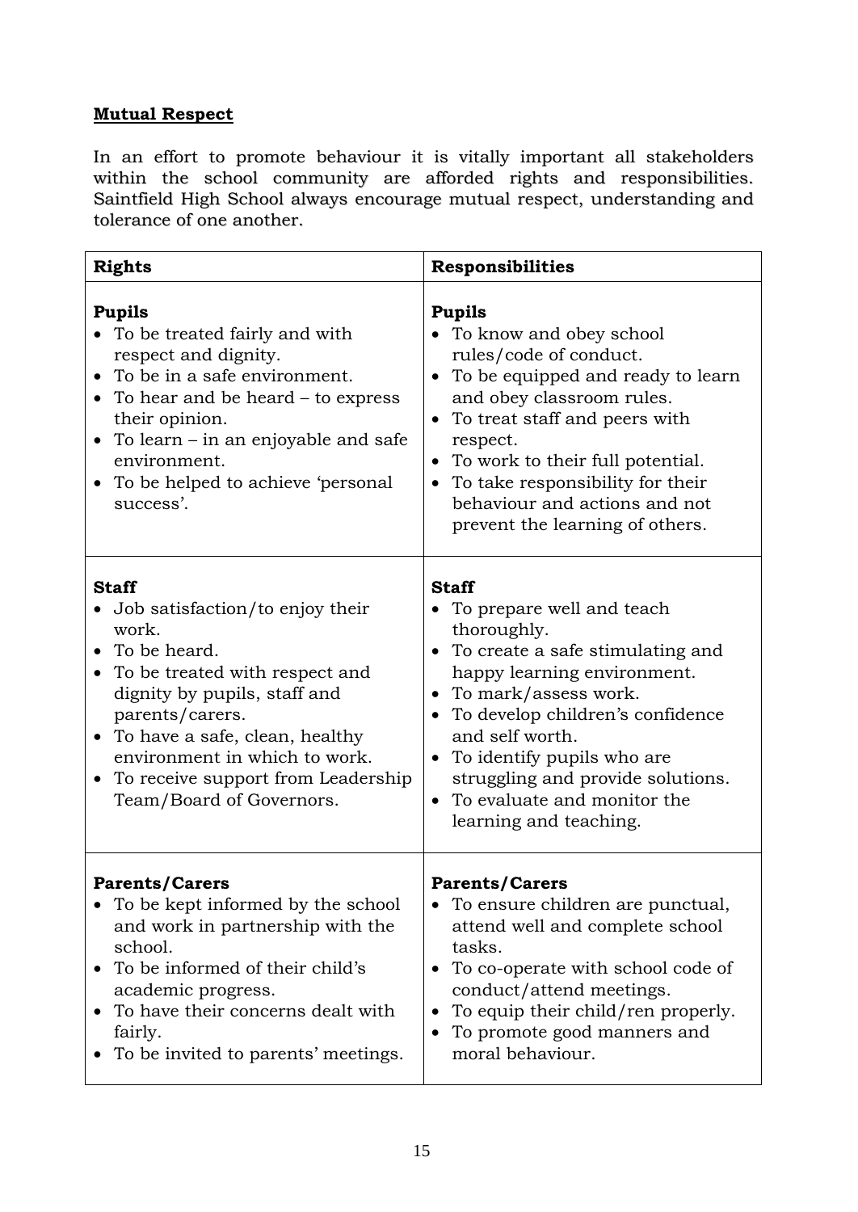**Mutual Respect**

In an effort to promote behaviour it is vitally important all stakeholders within the school community are afforded rights and responsibilities. Saintfield High School always encourage mutual respect, understanding and tolerance of one another.

| Rights | Responsibilities |
|---|---|
| **Pupils**<br>• To be treated fairly and with respect and dignity.<br>• To be in a safe environment.<br>• To hear and be heard – to express their opinion.<br>• To learn – in an enjoyable and safe environment.<br>• To be helped to achieve 'personal success'. | **Pupils**<br>• To know and obey school rules/code of conduct.<br>• To be equipped and ready to learn and obey classroom rules.<br>• To treat staff and peers with respect.<br>• To work to their full potential.<br>• To take responsibility for their behaviour and actions and not prevent the learning of others. |
| **Staff**<br>• Job satisfaction/to enjoy their work.<br>• To be heard.<br>• To be treated with respect and dignity by pupils, staff and parents/carers.<br>• To have a safe, clean, healthy environment in which to work.<br>• To receive support from Leadership Team/Board of Governors. | **Staff**<br>• To prepare well and teach thoroughly.<br>• To create a safe stimulating and happy learning environment.<br>• To mark/assess work.<br>• To develop children's confidence and self worth.<br>• To identify pupils who are struggling and provide solutions.<br>• To evaluate and monitor the learning and teaching. |
| **Parents/Carers**<br>• To be kept informed by the school and work in partnership with the school.<br>• To be informed of their child's academic progress.<br>• To have their concerns dealt with fairly.<br>• To be invited to parents' meetings. | **Parents/Carers**<br>• To ensure children are punctual, attend well and complete school tasks.<br>• To co-operate with school code of conduct/attend meetings.<br>• To equip their child/ren properly.<br>• To promote good manners and moral behaviour. |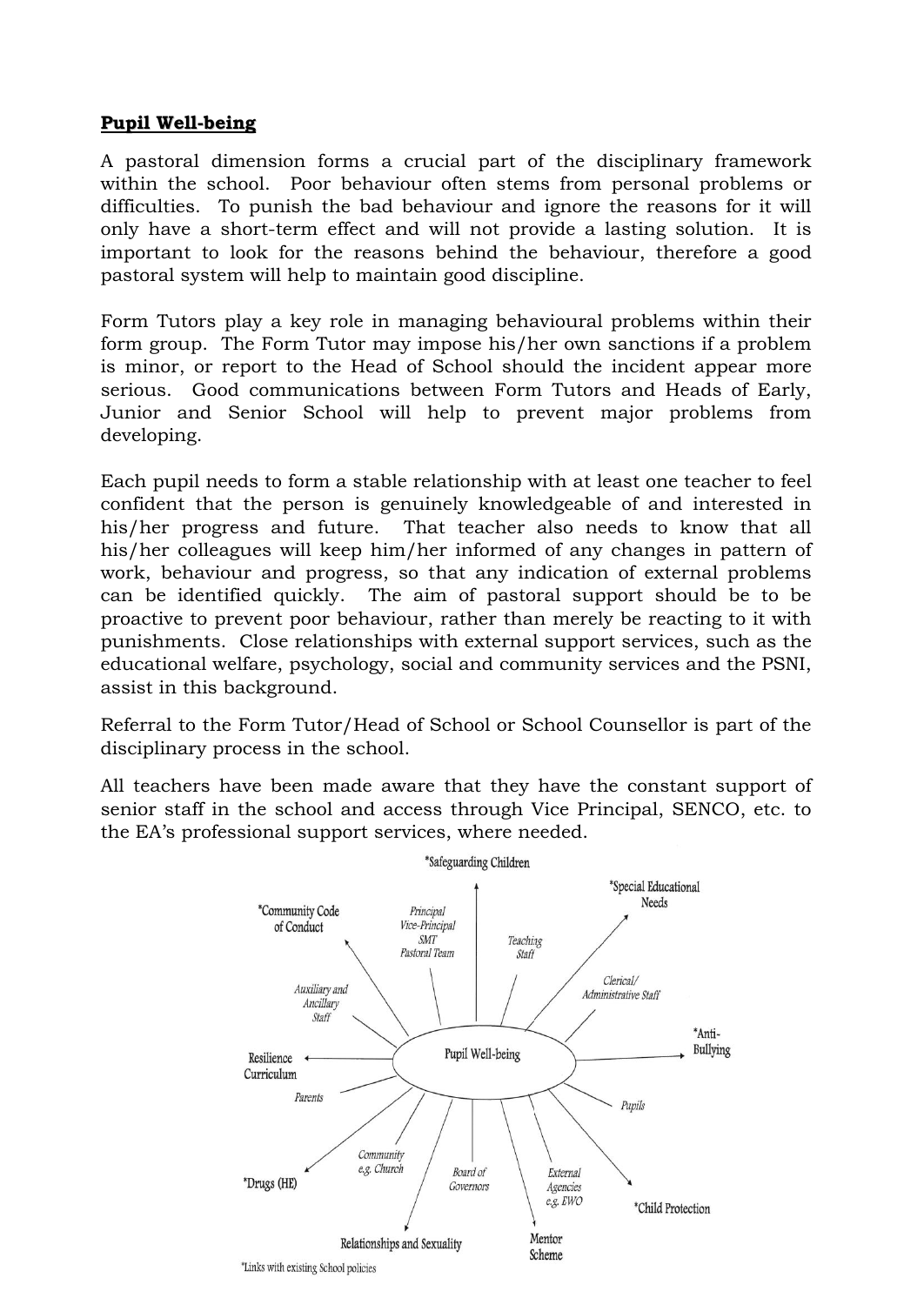**Pupil Well-being**

A pastoral dimension forms a crucial part of the disciplinary framework within the school. Poor behaviour often stems from personal problems or difficulties. To punish the bad behaviour and ignore the reasons for it will only have a short-term effect and will not provide a lasting solution. It is important to look for the reasons behind the behaviour, therefore a good pastoral system will help to maintain good discipline.

Form Tutors play a key role in managing behavioural problems within their form group. The Form Tutor may impose his/her own sanctions if a problem is minor, or report to the Head of School should the incident appear more serious. Good communications between Form Tutors and Heads of Early, Junior and Senior School will help to prevent major problems from developing.

Each pupil needs to form a stable relationship with at least one teacher to feel confident that the person is genuinely knowledgeable of and interested in his/her progress and future. That teacher also needs to know that all his/her colleagues will keep him/her informed of any changes in pattern of work, behaviour and progress, so that any indication of external problems can be identified quickly. The aim of pastoral support should be to be proactive to prevent poor behaviour, rather than merely be reacting to it with punishments. Close relationships with external support services, such as the educational welfare, psychology, social and community services and the PSNI, assist in this background.

Referral to the Form Tutor/Head of School or School Counsellor is part of the disciplinary process in the school.

All teachers have been made aware that they have the constant support of senior staff in the school and access through Vice Principal, SENCO, etc. to the EA's professional support services, where needed.

Pupil Well-being

*Safeguarding Children

*Special Educational Needs

*Anti-Bullying

*Child Protection

Mentor Scheme

Relationships and Sexuality

*Drugs (HE)

Resilience Curriculum

*Community Code of Conduct

*Principal Vice-Principal SMT Pastoral Team*

*Teaching Staff*

*Clerical/ Administrative Staff*

*Pupils*

*External Agencies e.g. EWO*

*Board of Governors*

*Community e.g. Church*

*Parents*

*Auxiliary and Ancillary Staff*

*Links with existing School policies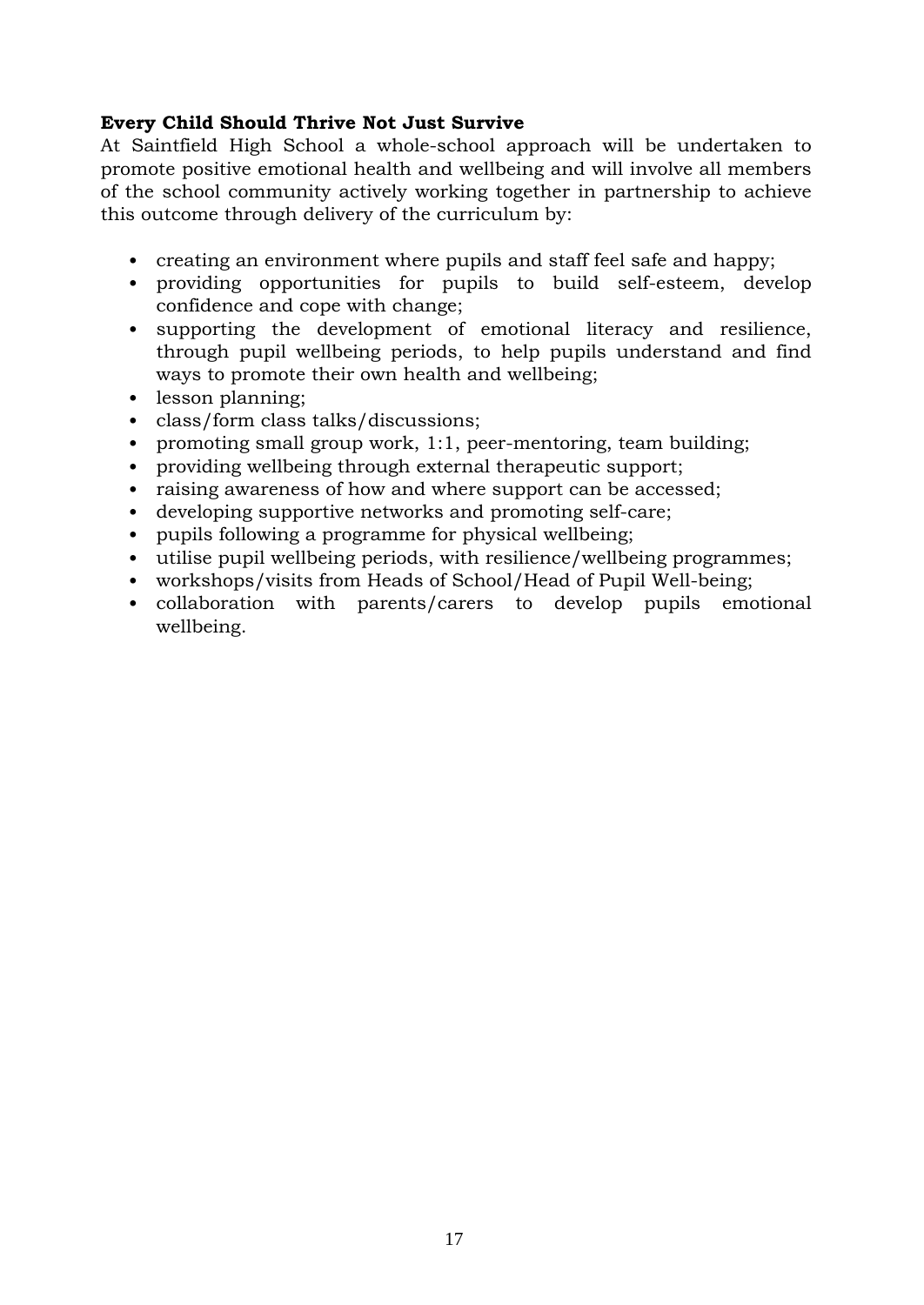**Every Child Should Thrive Not Just Survive**

At Saintfield High School a whole-school approach will be undertaken to promote positive emotional health and wellbeing and will involve all members of the school community actively working together in partnership to achieve this outcome through delivery of the curriculum by:

- creating an environment where pupils and staff feel safe and happy;
- providing opportunities for pupils to build self-esteem, develop confidence and cope with change;
- supporting the development of emotional literacy and resilience, through pupil wellbeing periods, to help pupils understand and find ways to promote their own health and wellbeing;
- lesson planning;
- class/form class talks/discussions;
- promoting small group work, 1:1, peer-mentoring, team building;
- providing wellbeing through external therapeutic support;
- raising awareness of how and where support can be accessed;
- developing supportive networks and promoting self-care;
- pupils following a programme for physical wellbeing;
- utilise pupil wellbeing periods, with resilience/wellbeing programmes;
- workshops/visits from Heads of School/Head of Pupil Well-being;
- collaboration with parents/carers to develop pupils emotional wellbeing.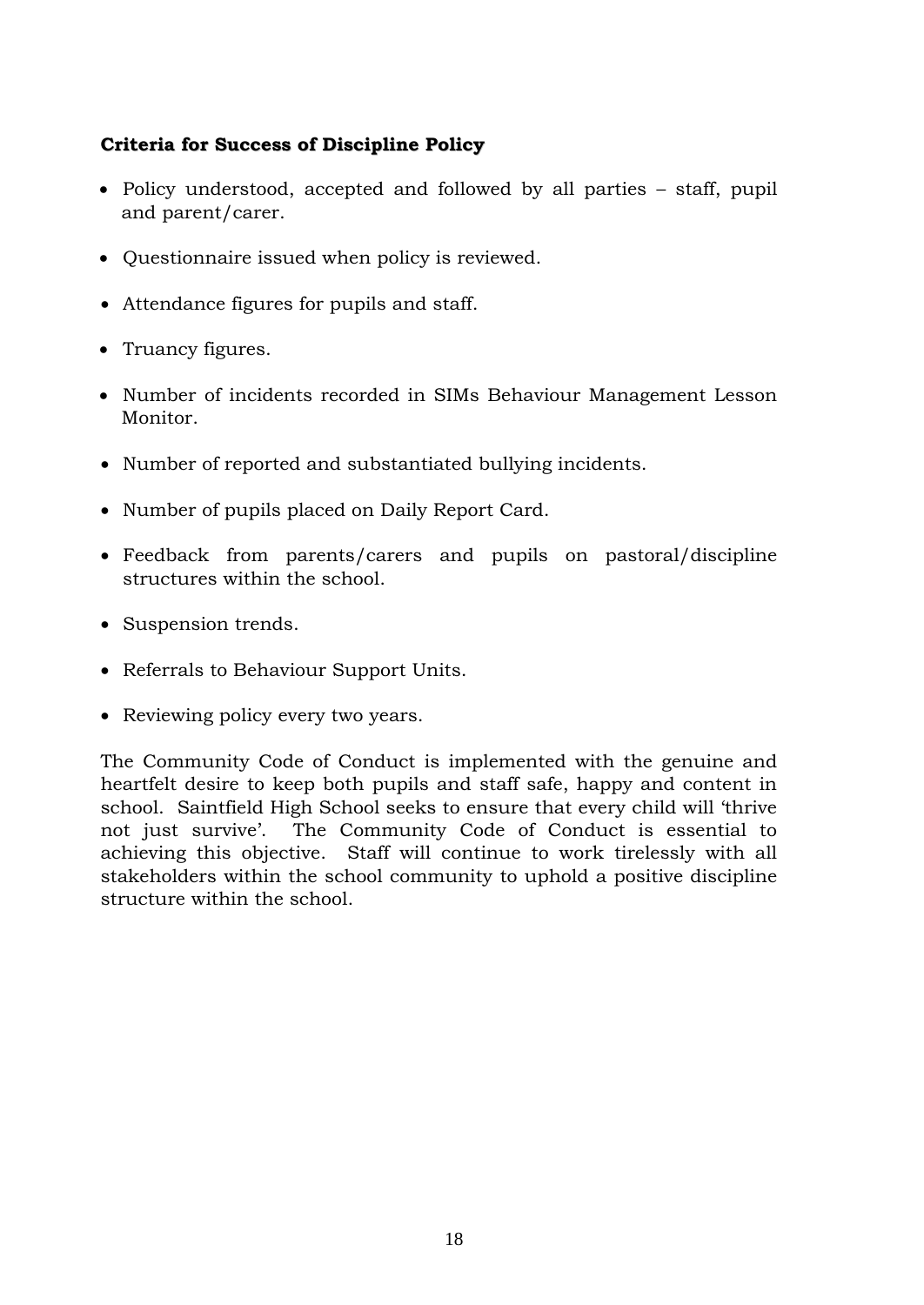### Criteria for Success of Discipline Policy

- Policy understood, accepted and followed by all parties – staff, pupil and parent/carer.
- Questionnaire issued when policy is reviewed.
- Attendance figures for pupils and staff.
- Truancy figures.
- Number of incidents recorded in SIMs Behaviour Management Lesson Monitor.
- Number of reported and substantiated bullying incidents.
- Number of pupils placed on Daily Report Card.
- Feedback from parents/carers and pupils on pastoral/discipline structures within the school.
- Suspension trends.
- Referrals to Behaviour Support Units.
- Reviewing policy every two years.

The Community Code of Conduct is implemented with the genuine and heartfelt desire to keep both pupils and staff safe, happy and content in school. Saintfield High School seeks to ensure that every child will 'thrive not just survive'. The Community Code of Conduct is essential to achieving this objective. Staff will continue to work tirelessly with all stakeholders within the school community to uphold a positive discipline structure within the school.